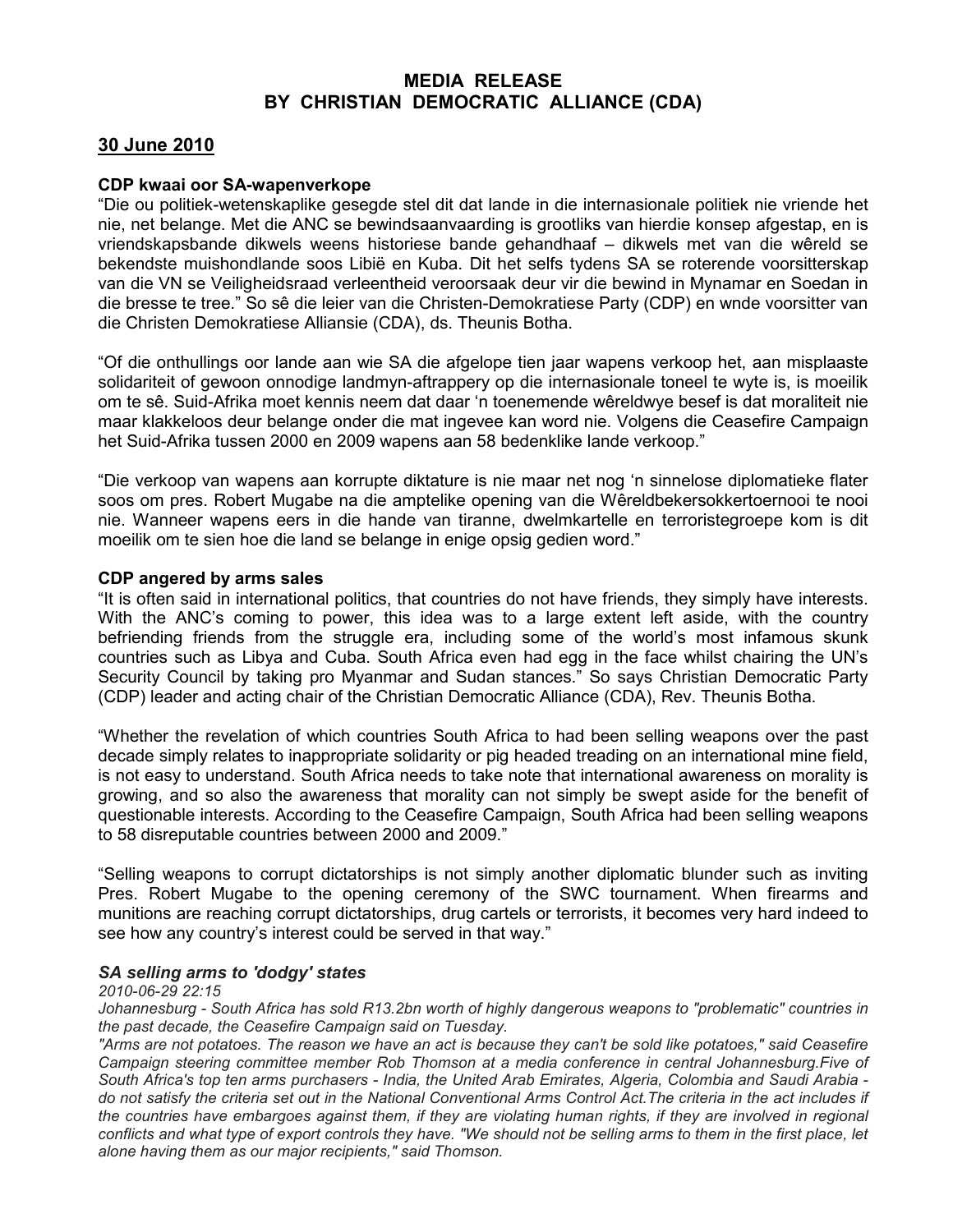**MEDIA RELEASE**
**BY CHRISTIAN DEMOCRATIC ALLIANCE (CDA)**

**30 June 2010**

**CDP kwaai oor SA-wapenverkope**

"Die ou politiek-wetenskaplike gesegde stel dit dat lande in die internasionale politiek nie vriende het nie, net belange. Met die ANC se bewindsaanvaarding is grootliks van hierdie konsep afgestap, en is vriendskapsbande dikwels weens historiese bande gehandhaaf – dikwels met van die wêreld se bekendste muishondlande soos Libië en Kuba. Dit het selfs tydens SA se roterende voorsitterskap van die VN se Veiligheidsraad verleentheid veroorsaak deur vir die bewind in Mynamar en Soedan in die bresse te tree." So sê die leier van die Christen-Demokratiese Party (CDP) en wnde voorsitter van die Christen Demokratiese Alliansie (CDA), ds. Theunis Botha.

"Of die onthullings oor lande aan wie SA die afgelope tien jaar wapens verkoop het, aan misplaaste solidariteit of gewoon onnodige landmyn-aftrappery op die internasionale toneel te wyte is, is moeilik om te sê. Suid-Afrika moet kennis neem dat daar 'n toenemende wêreldwye besef is dat moraliteit nie maar klakkeloos deur belange onder die mat ingevee kan word nie. Volgens die Ceasefire Campaign het Suid-Afrika tussen 2000 en 2009 wapens aan 58 bedenklike lande verkoop."

"Die verkoop van wapens aan korrupte diktature is nie maar net nog 'n sinnelose diplomatieke flater soos om pres. Robert Mugabe na die amptelike opening van die Wêreldbekersokkertoernooi te nooi nie. Wanneer wapens eers in die hande van tiranne, dwelmkartelle en terroristegroepe kom is dit moeilik om te sien hoe die land se belange in enige opsig gedien word."

**CDP angered by arms sales**

"It is often said in international politics, that countries do not have friends, they simply have interests. With the ANC's coming to power, this idea was to a large extent left aside, with the country befriending friends from the struggle era, including some of the world's most infamous skunk countries such as Libya and Cuba. South Africa even had egg in the face whilst chairing the UN's Security Council by taking pro Myanmar and Sudan stances." So says Christian Democratic Party (CDP) leader and acting chair of the Christian Democratic Alliance (CDA), Rev. Theunis Botha.

"Whether the revelation of which countries South Africa to had been selling weapons over the past decade simply relates to inappropriate solidarity or pig headed treading on an international mine field, is not easy to understand. South Africa needs to take note that international awareness on morality is growing, and so also the awareness that morality can not simply be swept aside for the benefit of questionable interests. According to the Ceasefire Campaign, South Africa had been selling weapons to 58 disreputable countries between 2000 and 2009."

"Selling weapons to corrupt dictatorships is not simply another diplomatic blunder such as inviting Pres. Robert Mugabe to the opening ceremony of the SWC tournament. When firearms and munitions are reaching corrupt dictatorships, drug cartels or terrorists, it becomes very hard indeed to see how any country's interest could be served in that way."

***SA selling arms to 'dodgy' states***

*2010-06-29 22:15*

*Johannesburg - South Africa has sold R13.2bn worth of highly dangerous weapons to "problematic" countries in the past decade, the Ceasefire Campaign said on Tuesday.*

*"Arms are not potatoes. The reason we have an act is because they can't be sold like potatoes," said Ceasefire Campaign steering committee member Rob Thomson at a media conference in central Johannesburg.Five of South Africa's top ten arms purchasers - India, the United Arab Emirates, Algeria, Colombia and Saudi Arabia - do not satisfy the criteria set out in the National Conventional Arms Control Act.The criteria in the act includes if the countries have embargoes against them, if they are violating human rights, if they are involved in regional conflicts and what type of export controls they have. "We should not be selling arms to them in the first place, let alone having them as our major recipients," said Thomson.*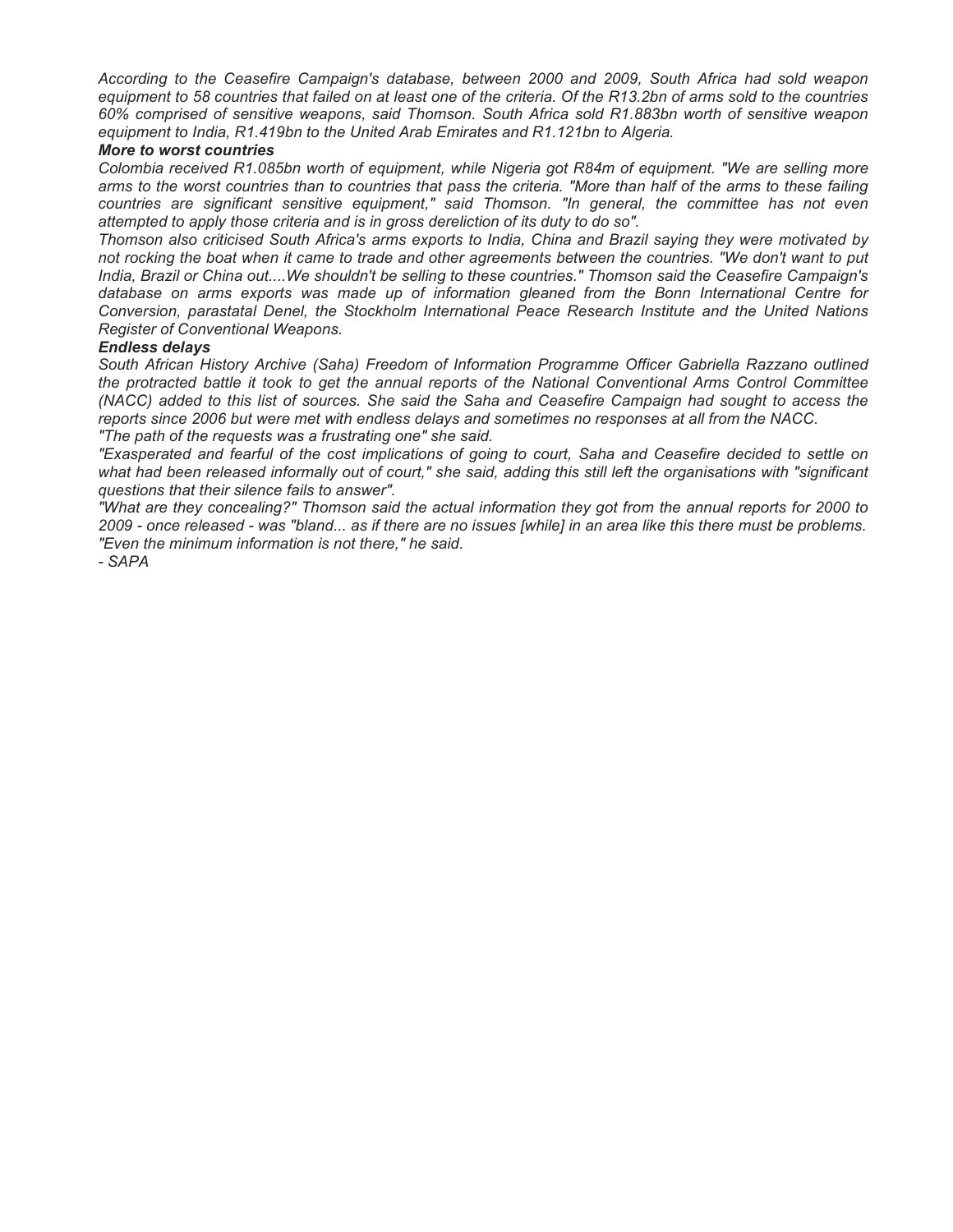*According to the Ceasefire Campaign's database, between 2000 and 2009, South Africa had sold weapon equipment to 58 countries that failed on at least one of the criteria. Of the R13.2bn of arms sold to the countries 60% comprised of sensitive weapons, said Thomson. South Africa sold R1.883bn worth of sensitive weapon equipment to India, R1.419bn to the United Arab Emirates and R1.121bn to Algeria.*

***More to worst countries***

*Colombia received R1.085bn worth of equipment, while Nigeria got R84m of equipment. "We are selling more arms to the worst countries than to countries that pass the criteria. "More than half of the arms to these failing countries are significant sensitive equipment," said Thomson. "In general, the committee has not even attempted to apply those criteria and is in gross dereliction of its duty to do so".*

*Thomson also criticised South Africa's arms exports to India, China and Brazil saying they were motivated by not rocking the boat when it came to trade and other agreements between the countries. "We don't want to put India, Brazil or China out....We shouldn't be selling to these countries." Thomson said the Ceasefire Campaign's database on arms exports was made up of information gleaned from the Bonn International Centre for Conversion, parastatal Denel, the Stockholm International Peace Research Institute and the United Nations Register of Conventional Weapons.*

***Endless delays***

*South African History Archive (Saha) Freedom of Information Programme Officer Gabriella Razzano outlined the protracted battle it took to get the annual reports of the National Conventional Arms Control Committee (NACC) added to this list of sources. She said the Saha and Ceasefire Campaign had sought to access the reports since 2006 but were met with endless delays and sometimes no responses at all from the NACC.*

*"The path of the requests was a frustrating one" she said.*

*"Exasperated and fearful of the cost implications of going to court, Saha and Ceasefire decided to settle on what had been released informally out of court," she said, adding this still left the organisations with "significant questions that their silence fails to answer".*

*"What are they concealing?" Thomson said the actual information they got from the annual reports for 2000 to 2009 - once released - was "bland... as if there are no issues [while] in an area like this there must be problems. "Even the minimum information is not there," he said.*

*- SAPA*